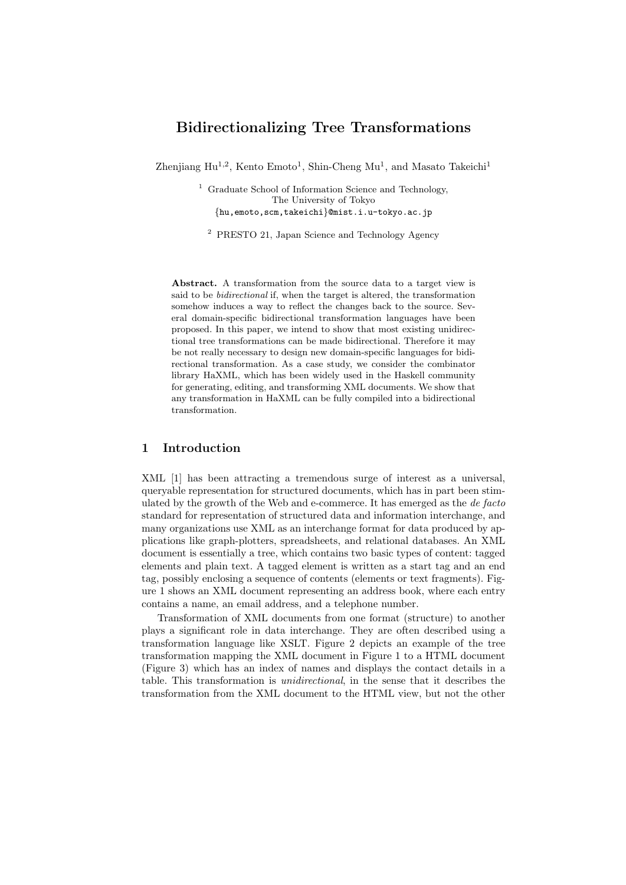# Bidirectionalizing Tree Transformations

Zhenjiang Hu[1,2], Kento Emoto[1], Shin-Cheng Mu[1], and Masato Takeichi[1]

[1] Graduate School of Information Science and Technology,
The University of Tokyo
{hu,emoto,scm,takeichi}@mist.i.u-tokyo.ac.jp

[2] PRESTO 21, Japan Science and Technology Agency

**Abstract.** A transformation from the source data to a target view is said to be *bidirectional* if, when the target is altered, the transformation somehow induces a way to reflect the changes back to the source. Several domain-specific bidirectional transformation languages have been proposed. In this paper, we intend to show that most existing unidirectional tree transformations can be made bidirectional. Therefore it may be not really necessary to design new domain-specific languages for bidirectional transformation. As a case study, we consider the combinator library HaXML, which has been widely used in the Haskell community for generating, editing, and transforming XML documents. We show that any transformation in HaXML can be fully compiled into a bidirectional transformation.

## 1 Introduction

XML [1] has been attracting a tremendous surge of interest as a universal, queryable representation for structured documents, which has in part been stimulated by the growth of the Web and e-commerce. It has emerged as the *de facto* standard for representation of structured data and information interchange, and many organizations use XML as an interchange format for data produced by applications like graph-plotters, spreadsheets, and relational databases. An XML document is essentially a tree, which contains two basic types of content: tagged elements and plain text. A tagged element is written as a start tag and an end tag, possibly enclosing a sequence of contents (elements or text fragments). Figure 1 shows an XML document representing an address book, where each entry contains a name, an email address, and a telephone number.

Transformation of XML documents from one format (structure) to another plays a significant role in data interchange. They are often described using a transformation language like XSLT. Figure 2 depicts an example of the tree transformation mapping the XML document in Figure 1 to a HTML document (Figure 3) which has an index of names and displays the contact details in a table. This transformation is *unidirectional*, in the sense that it describes the transformation from the XML document to the HTML view, but not the other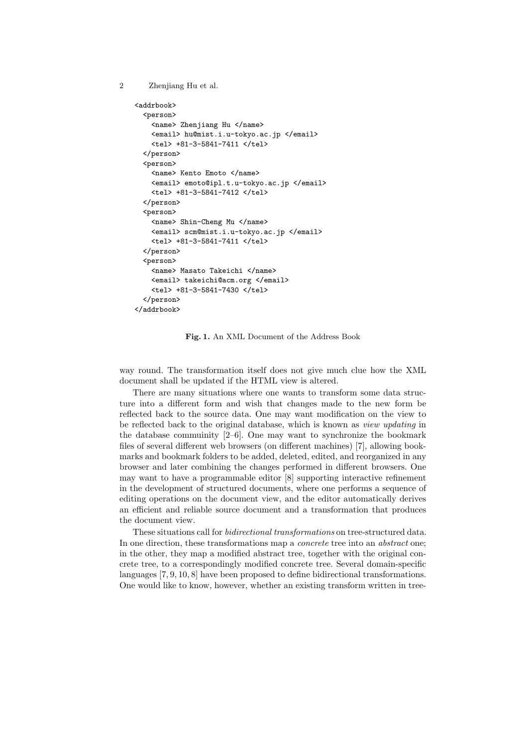```
<addrbook>
  <person>
    <name> Zhenjiang Hu </name>
    <email> hu@mist.i.u-tokyo.ac.jp </email>
    <tel> +81-3-5841-7411 </tel>
  </person>
  <person>
    <name> Kento Emoto </name>
    <email> emoto@ipl.t.u-tokyo.ac.jp </email>
    <tel> +81-3-5841-7412 </tel>
  </person>
  <person>
    <name> Shin-Cheng Mu </name>
    <email> scm@mist.i.u-tokyo.ac.jp </email>
    <tel> +81-3-5841-7411 </tel>
  </person>
  <person>
    <name> Masato Takeichi </name>
    <email> takeichi@acm.org </email>
    <tel> +81-3-5841-7430 </tel>
  </person>
</addrbook>
```

**Fig. 1.** An XML Document of the Address Book

way round. The transformation itself does not give much clue how the XML document shall be updated if the HTML view is altered.

There are many situations where one wants to transform some data structure into a different form and wish that changes made to the new form be reflected back to the source data. One may want modification on the view to be reflected back to the original database, which is known as *view updating* in the database commuinity [2–6]. One may want to synchronize the bookmark files of several different web browsers (on different machines) [7], allowing bookmarks and bookmark folders to be added, deleted, edited, and reorganized in any browser and later combining the changes performed in different browsers. One may want to have a programmable editor [8] supporting interactive refinement in the development of structured documents, where one performs a sequence of editing operations on the document view, and the editor automatically derives an efficient and reliable source document and a transformation that produces the document view.

These situations call for *bidirectional transformations* on tree-structured data. In one direction, these transformations map a *concrete* tree into an *abstract* one; in the other, they map a modified abstract tree, together with the original concrete tree, to a correspondingly modified concrete tree. Several domain-specific languages [7, 9, 10, 8] have been proposed to define bidirectional transformations. One would like to know, however, whether an existing transform written in tree-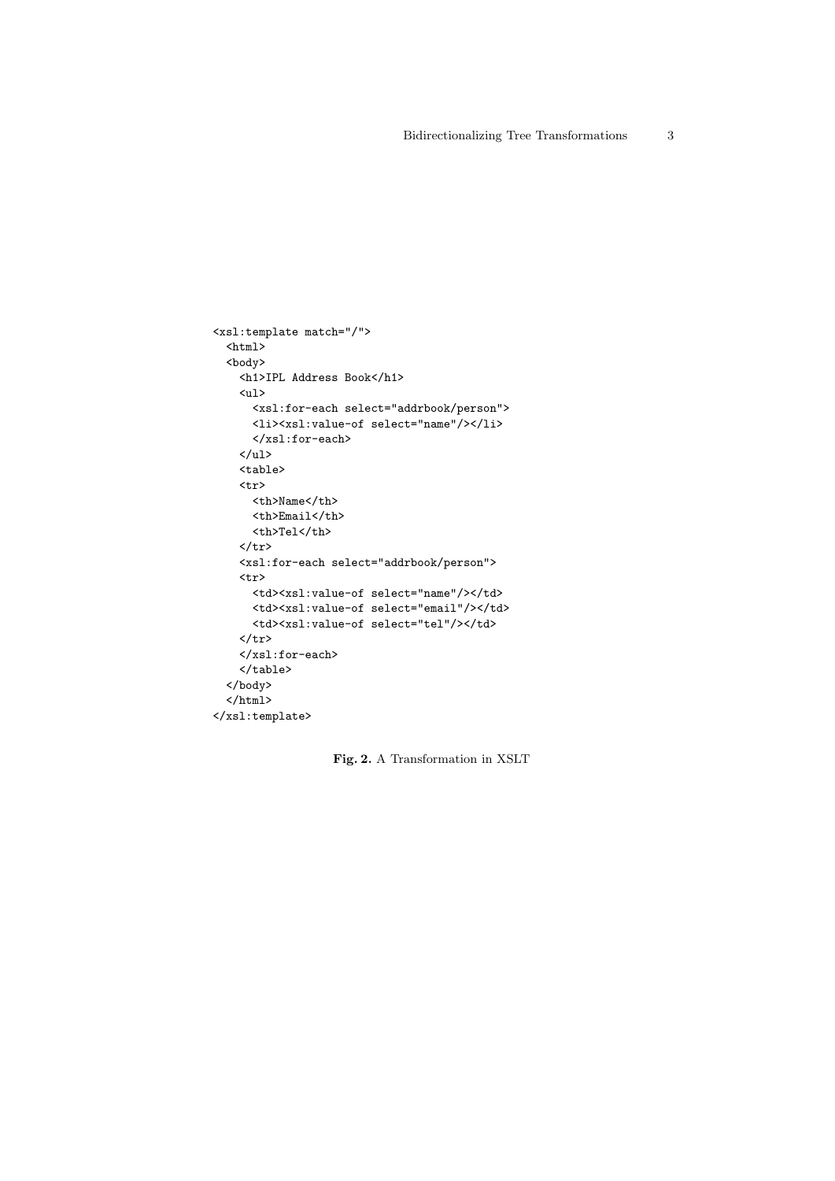```
<xsl:template match="/">
  <html>
  <body>
    <h1>IPL Address Book</h1>
    <ul>
      <xsl:for-each select="addrbook/person">
      <li><xsl:value-of select="name"/></li>
      </xsl:for-each>
    </ul>
    <table>
    <tr>
      <th>Name</th>
      <th>Email</th>
      <th>Tel</th>
    </tr>
    <xsl:for-each select="addrbook/person">
    <tr>
      <td><xsl:value-of select="name"/></td>
      <td><xsl:value-of select="email"/></td>
      <td><xsl:value-of select="tel"/></td>
    </tr>
    </xsl:for-each>
    </table>
  </body>
  </html>
</xsl:template>
```

**Fig. 2.** A Transformation in XSLT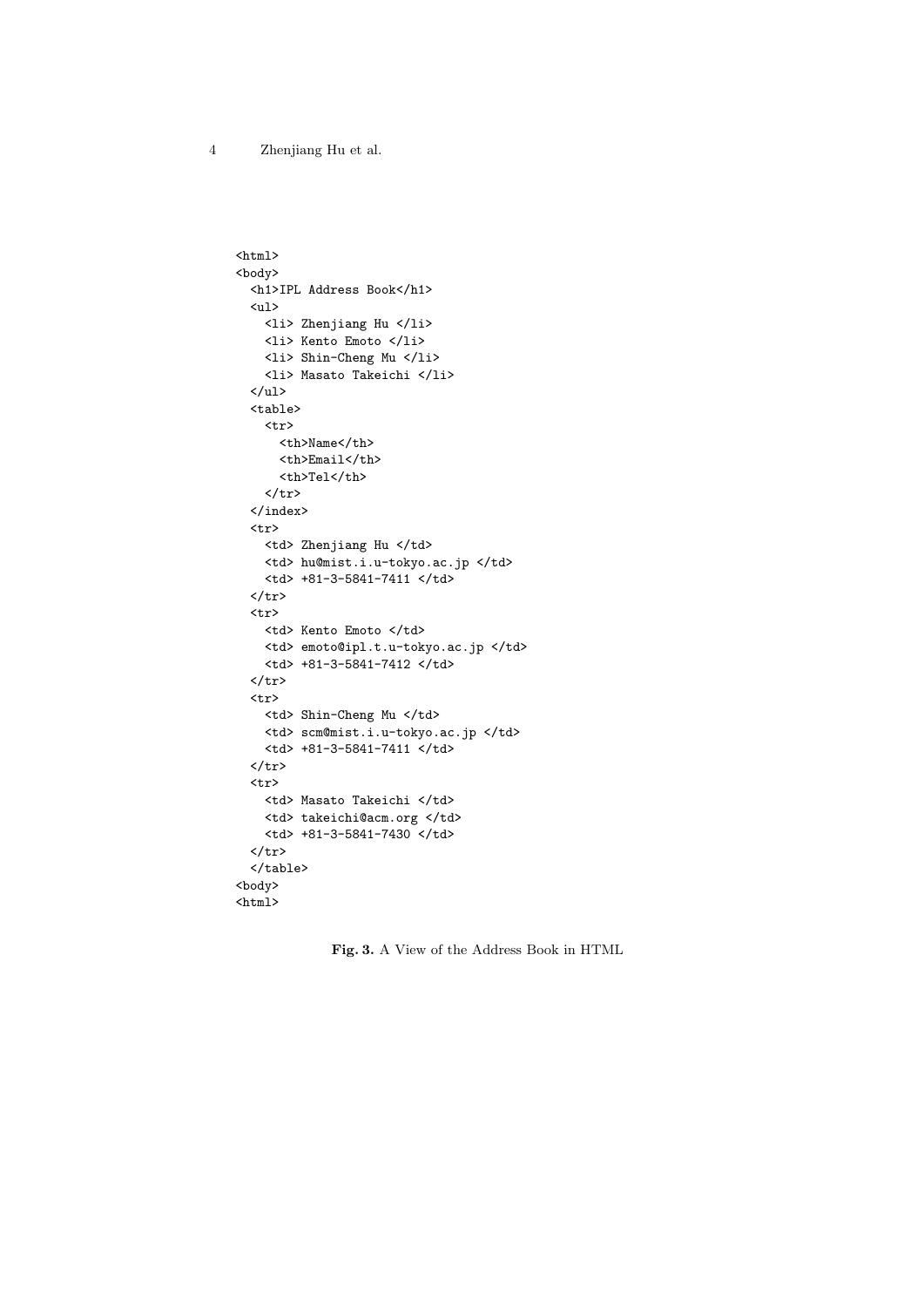```
<html>
<body>
  <h1>IPL Address Book</h1>
  <ul>
    <li> Zhenjiang Hu </li>
    <li> Kento Emoto </li>
    <li> Shin-Cheng Mu </li>
    <li> Masato Takeichi </li>
  </ul>
  <table>
    <tr>
      <th>Name</th>
      <th>Email</th>
      <th>Tel</th>
    </tr>
  </index>
  <tr>
    <td> Zhenjiang Hu </td>
    <td> hu@mist.i.u-tokyo.ac.jp </td>
    <td> +81-3-5841-7411 </td>
  </tr>
  <tr>
    <td> Kento Emoto </td>
    <td> emoto@ipl.t.u-tokyo.ac.jp </td>
    <td> +81-3-5841-7412 </td>
  </tr>
  <tr>
    <td> Shin-Cheng Mu </td>
    <td> scm@mist.i.u-tokyo.ac.jp </td>
    <td> +81-3-5841-7411 </td>
  </tr>
  <tr>
    <td> Masato Takeichi </td>
    <td> takeichi@acm.org </td>
    <td> +81-3-5841-7430 </td>
  </tr>
  </table>
<body>
<html>
```

**Fig. 3.** A View of the Address Book in HTML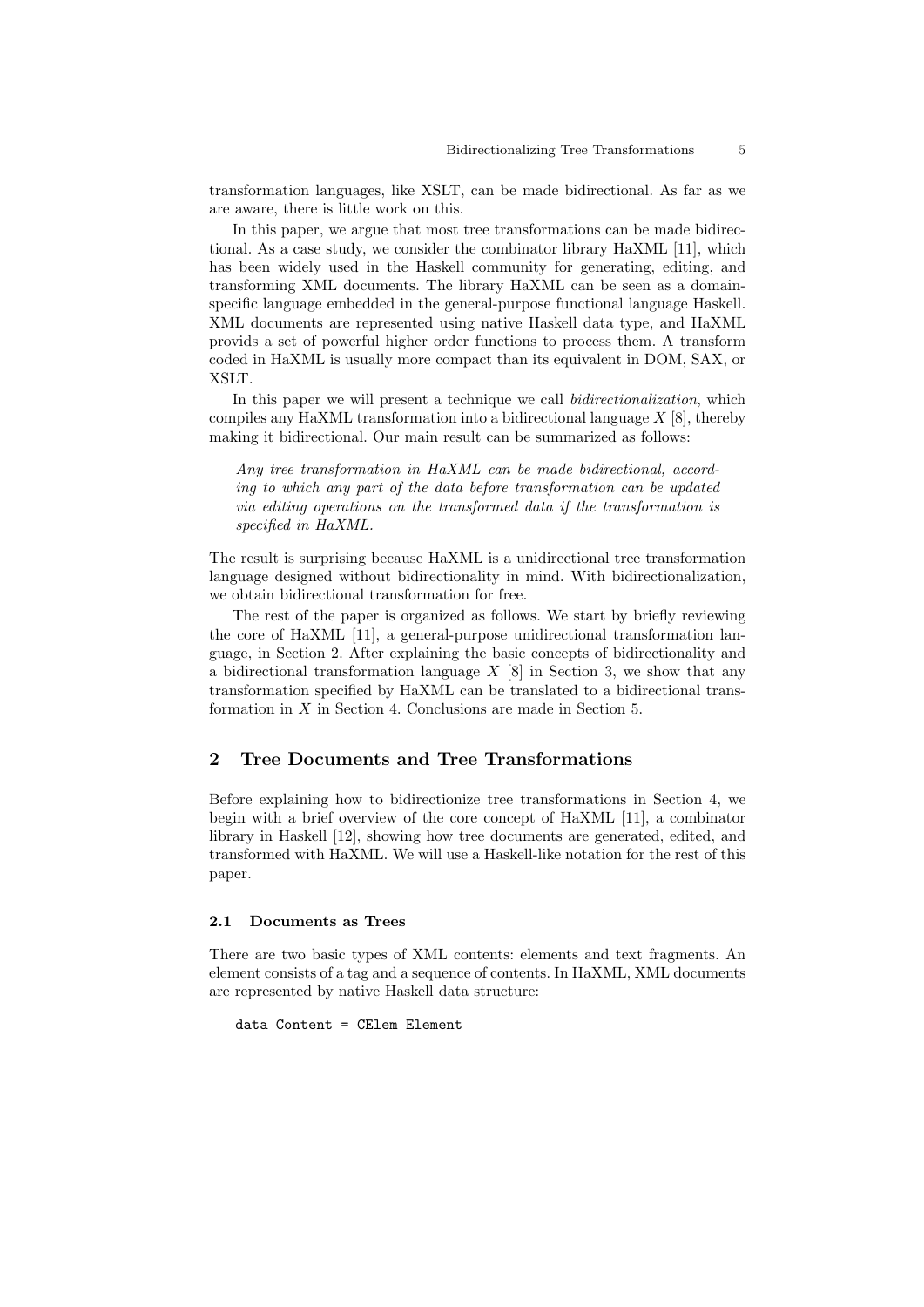transformation languages, like XSLT, can be made bidirectional. As far as we are aware, there is little work on this.

In this paper, we argue that most tree transformations can be made bidirectional. As a case study, we consider the combinator library HaXML [11], which has been widely used in the Haskell community for generating, editing, and transforming XML documents. The library HaXML can be seen as a domain-specific language embedded in the general-purpose functional language Haskell. XML documents are represented using native Haskell data type, and HaXML provids a set of powerful higher order functions to process them. A transform coded in HaXML is usually more compact than its equivalent in DOM, SAX, or XSLT.

In this paper we will present a technique we call *bidirectionalization*, which compiles any HaXML transformation into a bidirectional language $X$ [8], thereby making it bidirectional. Our main result can be summarized as follows:

> *Any tree transformation in HaXML can be made bidirectional, according to which any part of the data before transformation can be updated via editing operations on the transformed data if the transformation is specified in HaXML.*

The result is surprising because HaXML is a unidirectional tree transformation language designed without bidirectionality in mind. With bidirectionalization, we obtain bidirectional transformation for free.

The rest of the paper is organized as follows. We start by briefly reviewing the core of HaXML [11], a general-purpose unidirectional transformation language, in Section 2. After explaining the basic concepts of bidirectionality and a bidirectional transformation language $X$ [8] in Section 3, we show that any transformation specified by HaXML can be translated to a bidirectional transformation in $X$ in Section 4. Conclusions are made in Section 5.

## 2 Tree Documents and Tree Transformations

Before explaining how to bidirectionize tree transformations in Section 4, we begin with a brief overview of the core concept of HaXML [11], a combinator library in Haskell [12], showing how tree documents are generated, edited, and transformed with HaXML. We will use a Haskell-like notation for the rest of this paper.

### 2.1 Documents as Trees

There are two basic types of XML contents: elements and text fragments. An element consists of a tag and a sequence of contents. In HaXML, XML documents are represented by native Haskell data structure:

```
data Content = CElem Element
```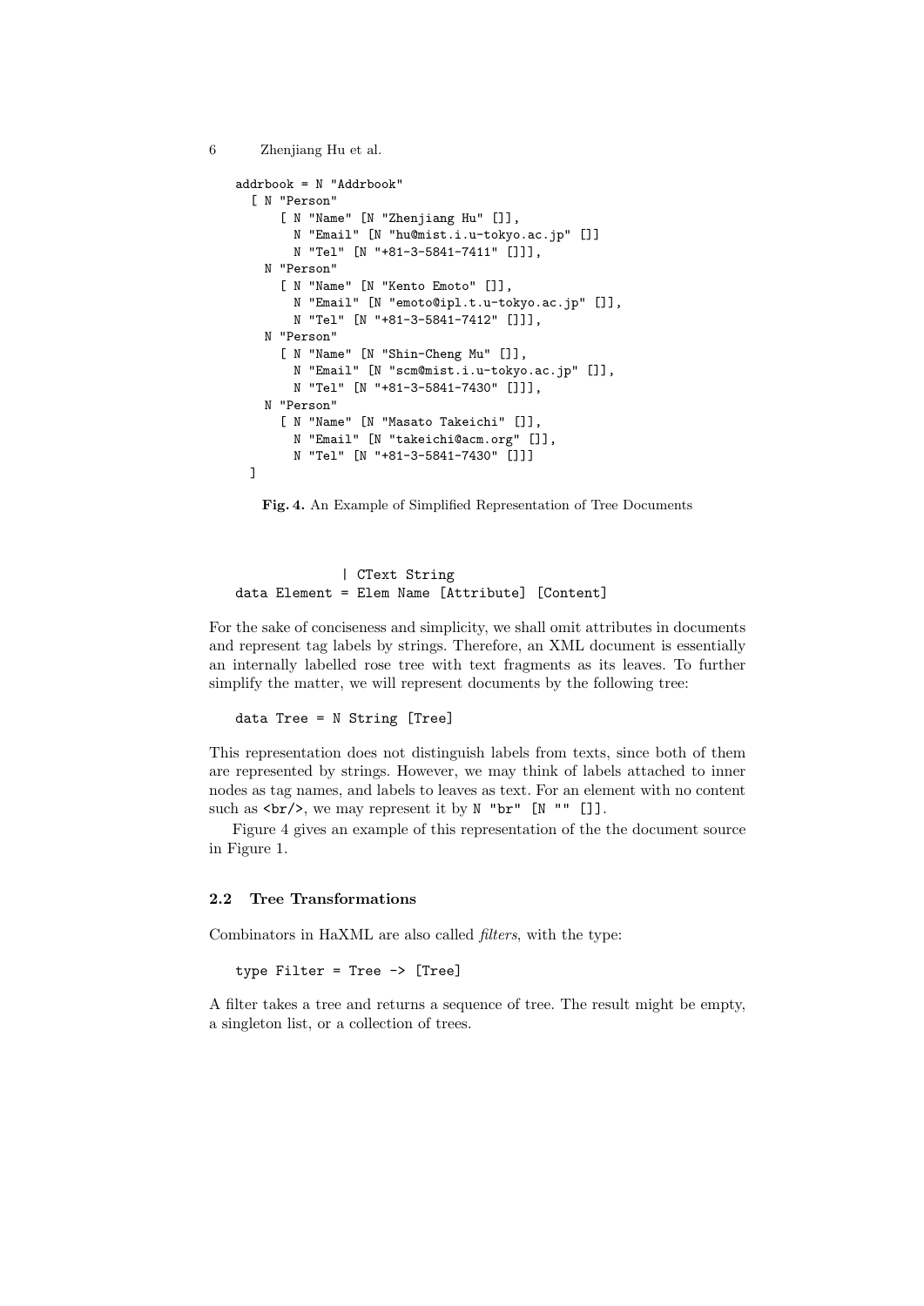```
addrbook = N "Addrbook"
  [ N "Person"
      [ N "Name" [N "Zhenjiang Hu" []],
        N "Email" [N "hu@mist.i.u-tokyo.ac.jp" []]
        N "Tel" [N "+81-3-5841-7411" []]],
    N "Person"
      [ N "Name" [N "Kento Emoto" []],
        N "Email" [N "emoto@ipl.t.u-tokyo.ac.jp" []],
        N "Tel" [N "+81-3-5841-7412" []]],
    N "Person"
      [ N "Name" [N "Shin-Cheng Mu" []],
        N "Email" [N "scm@mist.i.u-tokyo.ac.jp" []],
        N "Tel" [N "+81-3-5841-7430" []]],
    N "Person"
      [ N "Name" [N "Masato Takeichi" []],
        N "Email" [N "takeichi@acm.org" []],
        N "Tel" [N "+81-3-5841-7430" []]]
  ]
```

**Fig. 4.** An Example of Simplified Representation of Tree Documents

```
             | CText String
data Element = Elem Name [Attribute] [Content]
```

For the sake of conciseness and simplicity, we shall omit attributes in documents and represent tag labels by strings. Therefore, an XML document is essentially an internally labelled rose tree with text fragments as its leaves. To further simplify the matter, we will represent documents by the following tree:

```
data Tree = N String [Tree]
```

This representation does not distinguish labels from texts, since both of them are represented by strings. However, we may think of labels attached to inner nodes as tag names, and labels to leaves as text. For an element with no content such as `<br/>`, we may represent it by `N "br" [N "" []]`.

Figure 4 gives an example of this representation of the the document source in Figure 1.

### 2.2 Tree Transformations

Combinators in HaXML are also called *filters*, with the type:

```
type Filter = Tree -> [Tree]
```

A filter takes a tree and returns a sequence of tree. The result might be empty, a singleton list, or a collection of trees.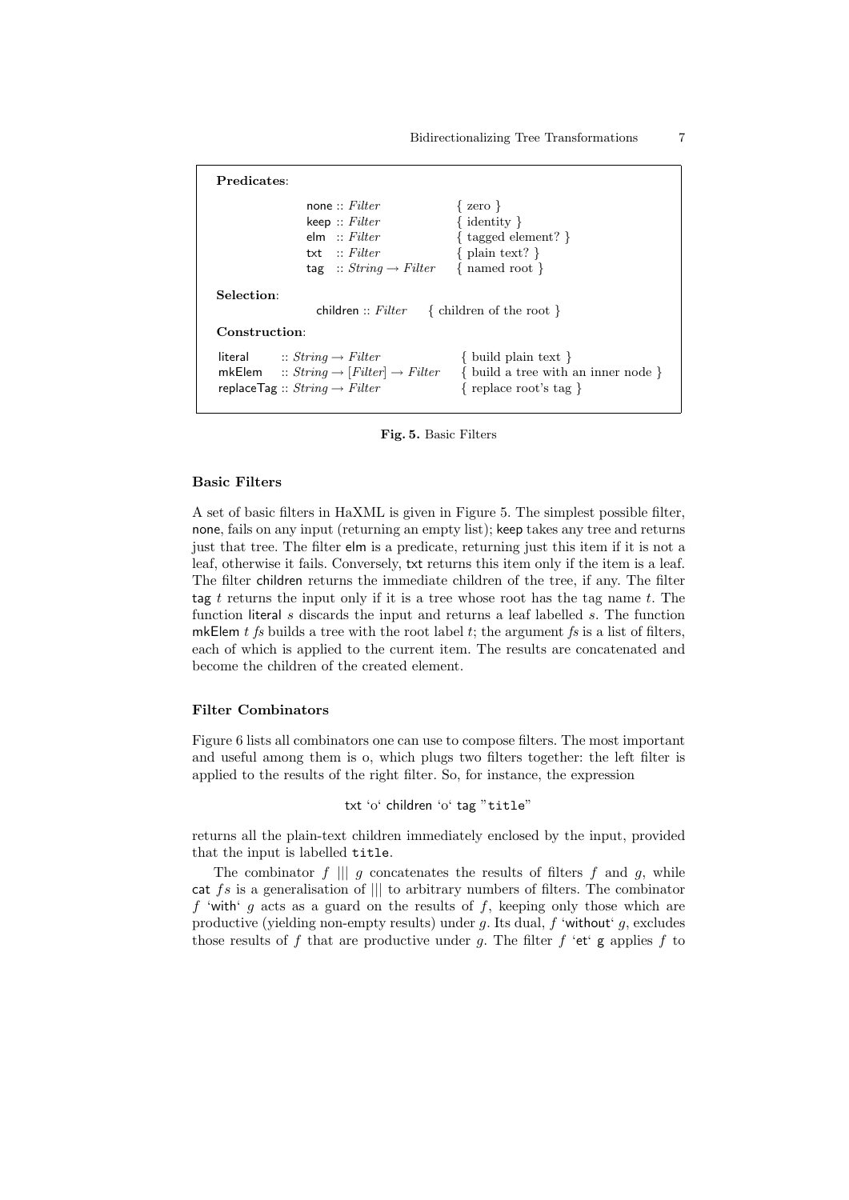**Predicates**:

```
none :: Filter                      { zero }
keep :: Filter                      { identity }
elm  :: Filter                      { tagged element? }
txt  :: Filter                      { plain text? }
tag  :: String → Filter             { named root }
```

**Selection**:

```
children :: Filter                  { children of the root }
```

**Construction**:

```
literal    :: String → Filter             { build plain text }
mkElem     :: String → [Filter] → Filter  { build a tree with an inner node }
replaceTag :: String → Filter             { replace root's tag }
```

**Fig. 5.** Basic Filters

### Basic Filters

A set of basic filters in HaXML is given in Figure 5. The simplest possible filter, none, fails on any input (returning an empty list); keep takes any tree and returns just that tree. The filter elm is a predicate, returning just this item if it is not a leaf, otherwise it fails. Conversely, txt returns this item only if the item is a leaf. The filter children returns the immediate children of the tree, if any. The filter tag $t$ returns the input only if it is a tree whose root has the tag name $t$. The function literal $s$ discards the input and returns a leaf labelled $s$. The function mkElem $t$ *fs* builds a tree with the root label $t$; the argument *fs* is a list of filters, each of which is applied to the current item. The results are concatenated and become the children of the created element.

### Filter Combinators

Figure 6 lists all combinators one can use to compose filters. The most important and useful among them is o, which plugs two filters together: the left filter is applied to the results of the right filter. So, for instance, the expression

```
txt `o` children `o` tag "title"
```

returns all the plain-text children immediately enclosed by the input, provided that the input is labelled `title`.

The combinator $f$ ||| $g$ concatenates the results of filters $f$ and $g$, while cat $fs$ is a generalisation of ||| to arbitrary numbers of filters. The combinator $f$ `with` $g$ acts as a guard on the results of $f$, keeping only those which are productive (yielding non-empty results) under $g$. Its dual, $f$ `without` $g$, excludes those results of $f$ that are productive under $g$. The filter $f$ `et` g applies $f$ to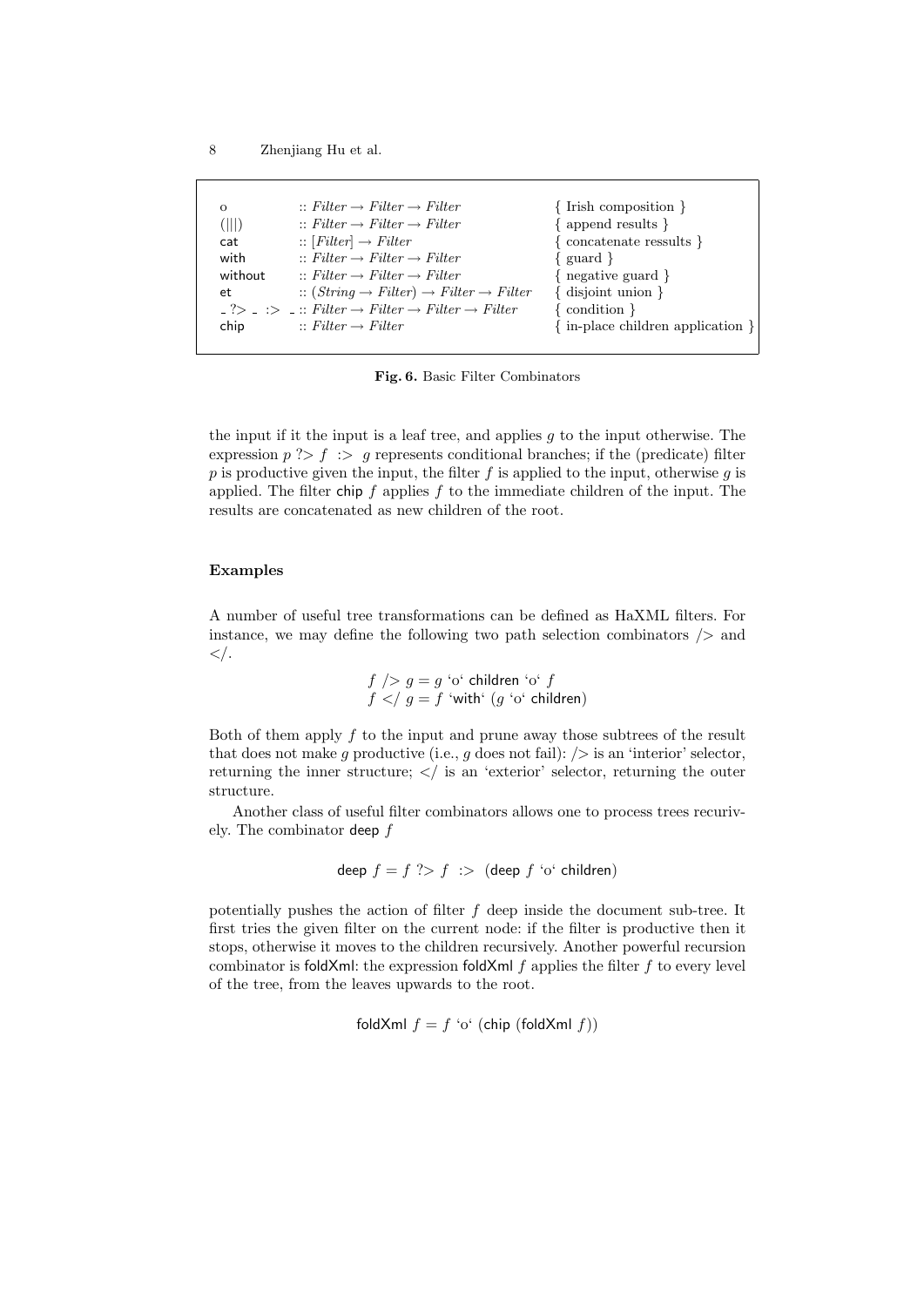| | | |
|---|---|---|
| o | $:: Filter \rightarrow Filter \rightarrow Filter$ | { Irish composition } |
| (\|\|\|) | $:: Filter \rightarrow Filter \rightarrow Filter$ | { append results } |
| cat | $:: [Filter] \rightarrow Filter$ | { concatenate ressults } |
| with | $:: Filter \rightarrow Filter \rightarrow Filter$ | { guard } |
| without | $:: Filter \rightarrow Filter \rightarrow Filter$ | { negative guard } |
| et | $:: (String \rightarrow Filter) \rightarrow Filter \rightarrow Filter$ | { disjoint union } |
| _ ?> _ :> _ | $:: Filter \rightarrow Filter \rightarrow Filter \rightarrow Filter$ | { condition } |
| chip | $:: Filter \rightarrow Filter$ | { in-place children application } |

**Fig. 6.** Basic Filter Combinators

the input if it the input is a leaf tree, and applies $g$ to the input otherwise. The expression $p$ ?> $f$ :> $g$ represents conditional branches; if the (predicate) filter $p$ is productive given the input, the filter $f$ is applied to the input, otherwise $g$ is applied. The filter chip $f$ applies $f$ to the immediate children of the input. The results are concatenated as new children of the root.

## Examples

A number of useful tree transformations can be defined as HaXML filters. For instance, we may define the following two path selection combinators /> and </.

$$f \;/\!>\; g = g \text{ `o` } \mathsf{children} \text{ `o` } f$$
$$f \;<\!/\; g = f \text{ `}\mathsf{with}\text{` } (g \text{ `o` } \mathsf{children})$$

Both of them apply $f$ to the input and prune away those subtrees of the result that does not make $g$ productive (i.e., $g$ does not fail): /> is an 'interior' selector, returning the inner structure; </ is an 'exterior' selector, returning the outer structure.

Another class of useful filter combinators allows one to process trees recurively. The combinator deep $f$

$$\mathsf{deep}\ f = f \ ?\!>\ f \ :\!>\ (\mathsf{deep}\ f \text{ `o` } \mathsf{children})$$

potentially pushes the action of filter $f$ deep inside the document sub-tree. It first tries the given filter on the current node: if the filter is productive then it stops, otherwise it moves to the children recursively. Another powerful recursion combinator is foldXml: the expression foldXml $f$ applies the filter $f$ to every level of the tree, from the leaves upwards to the root.

$$\mathsf{foldXml}\ f = f \text{ `o` } (\mathsf{chip}\ (\mathsf{foldXml}\ f))$$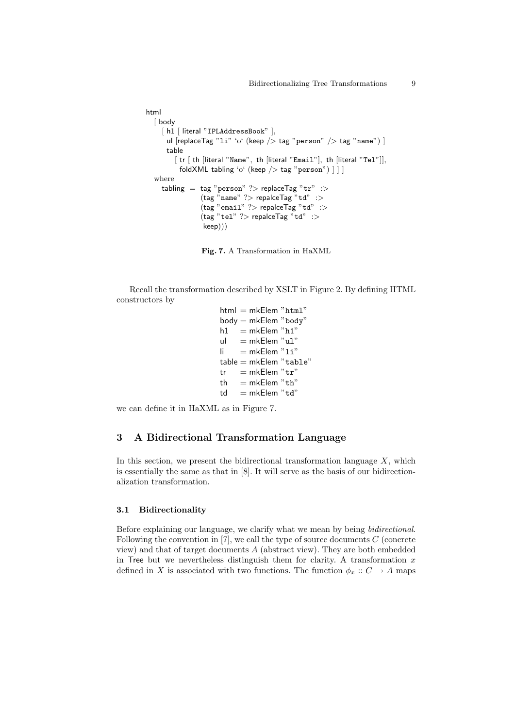```
html
  [ body
    [ h1 [ literal "IPLAddressBook" ],
      ul [replaceTag "li" `o` (keep /> tag "person" /> tag "name") ]
      table
        [ tr [ th [literal "Name", th [literal "Email"], th [literal "Tel"]],
          foldXML tabling `o` (keep /> tag "person") ] ] ]
  where
    tabling  =  tag "person" ?> replaceTag "tr"  :>
                (tag "name" ?> repalceTag "td"  :>
                (tag "email" ?> repalceTag "td"  :>
                (tag "tel" ?> repalceTag "td"  :>
                 keep)))
```

**Fig. 7.** A Transformation in HaXML

Recall the transformation described by XSLT in Figure 2. By defining HTML constructors by

```
html  = mkElem "html"
body  = mkElem "body"
h1    = mkElem "h1"
ul    = mkElem "ul"
li    = mkElem "li"
table = mkElem "table"
tr    = mkElem "tr"
th    = mkElem "th"
td    = mkElem "td"
```

we can define it in HaXML as in Figure 7.

## 3 A Bidirectional Transformation Language

In this section, we present the bidirectional transformation language $X$, which is essentially the same as that in [8]. It will serve as the basis of our bidirectionalization transformation.

### 3.1 Bidirectionality

Before explaining our language, we clarify what we mean by being *bidirectional*. Following the convention in [7], we call the type of source documents $C$ (concrete view) and that of target documents $A$ (abstract view). They are both embedded in Tree but we nevertheless distinguish them for clarity. A transformation $x$ defined in $X$ is associated with two functions. The function $\phi_x :: C \rightarrow A$ maps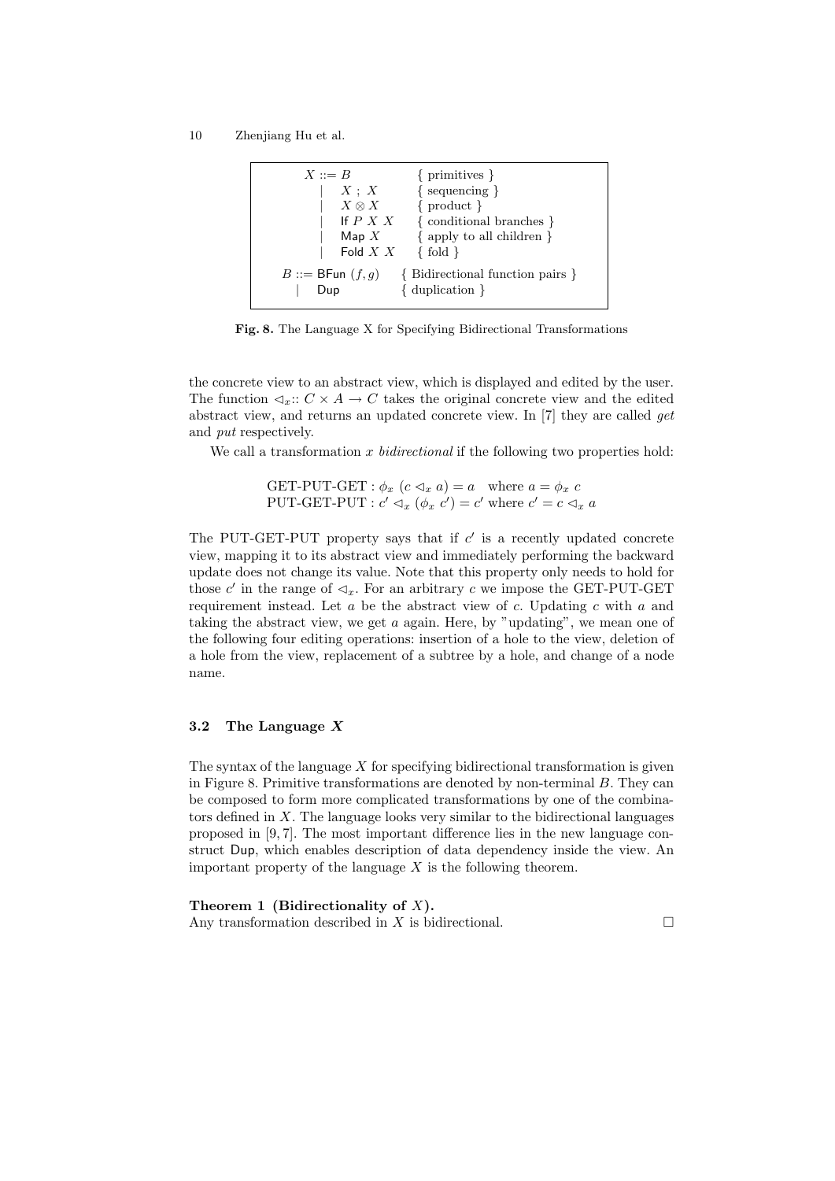```
X ::= B              { primitives }
    | X ; X          { sequencing }
    | X ⊗ X          { product }
    | If P X X       { conditional branches }
    | Map X          { apply to all children }
    | Fold X X       { fold }

B ::= BFun (f, g)    { Bidirectional function pairs }
    | Dup            { duplication }
```

**Fig. 8.** The Language X for Specifying Bidirectional Transformations

the concrete view to an abstract view, which is displayed and edited by the user. The function $\triangleleft_x :: C \times A \rightarrow C$ takes the original concrete view and the edited abstract view, and returns an updated concrete view. In [7] they are called *get* and *put* respectively.

We call a transformation $x$ *bidirectional* if the following two properties hold:

$$\text{GET-PUT-GET} : \phi_x \ (c \triangleleft_x a) = a \quad \text{where } a = \phi_x \ c$$
$$\text{PUT-GET-PUT} : c' \triangleleft_x (\phi_x \ c') = c' \text{ where } c' = c \triangleleft_x a$$

The PUT-GET-PUT property says that if $c'$ is a recently updated concrete view, mapping it to its abstract view and immediately performing the backward update does not change its value. Note that this property only needs to hold for those $c'$ in the range of $\triangleleft_x$. For an arbitrary $c$ we impose the GET-PUT-GET requirement instead. Let $a$ be the abstract view of $c$. Updating $c$ with $a$ and taking the abstract view, we get $a$ again. Here, by "updating", we mean one of the following four editing operations: insertion of a hole to the view, deletion of a hole from the view, replacement of a subtree by a hole, and change of a node name.

### 3.2 The Language *X*

The syntax of the language $X$ for specifying bidirectional transformation is given in Figure 8. Primitive transformations are denoted by non-terminal $B$. They can be composed to form more complicated transformations by one of the combinators defined in $X$. The language looks very similar to the bidirectional languages proposed in [9, 7]. The most important difference lies in the new language construct Dup, which enables description of data dependency inside the view. An important property of the language $X$ is the following theorem.

**Theorem 1 (Bidirectionality of $X$).**
Any transformation described in $X$ is bidirectional. □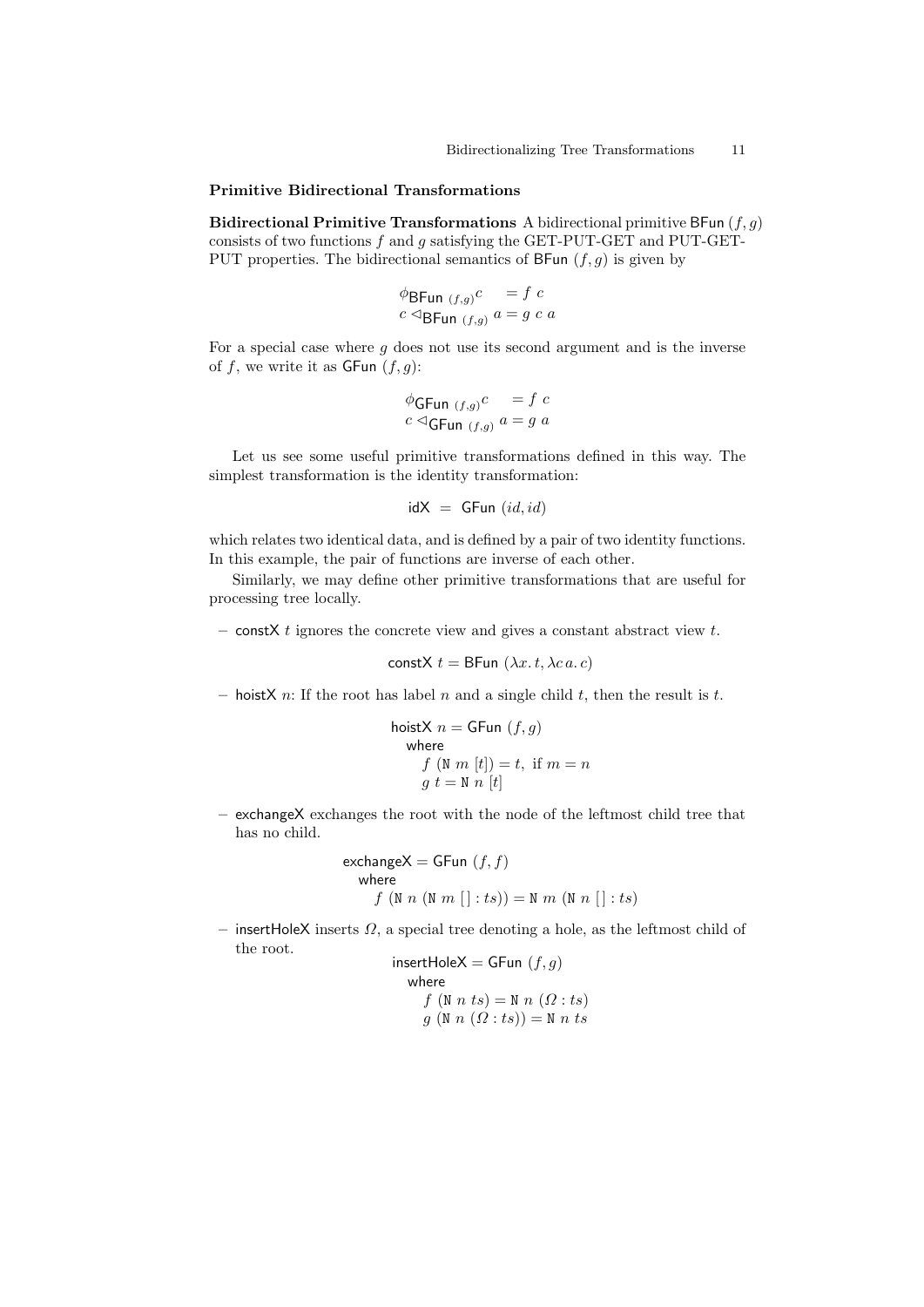### Primitive Bidirectional Transformations

**Bidirectional Primitive Transformations** A bidirectional primitive $\mathsf{BFun}\ (f, g)$ consists of two functions $f$ and $g$ satisfying the GET-PUT-GET and PUT-GET-PUT properties. The bidirectional semantics of $\mathsf{BFun}\ (f, g)$ is given by

$$
\begin{aligned}
\phi_{\mathsf{BFun}\ (f,g)} c &= f\ c \\
c \lhd_{\mathsf{BFun}\ (f,g)}\ a &= g\ c\ a
\end{aligned}
$$

For a special case where $g$ does not use its second argument and is the inverse of $f$, we write it as $\mathsf{GFun}\ (f, g)$:

$$
\begin{aligned}
\phi_{\mathsf{GFun}\ (f,g)} c &= f\ c \\
c \lhd_{\mathsf{GFun}\ (f,g)}\ a &= g\ a
\end{aligned}
$$

Let us see some useful primitive transformations defined in this way. The simplest transformation is the identity transformation:

$$
\mathsf{idX}\ =\ \mathsf{GFun}\ (id, id)
$$

which relates two identical data, and is defined by a pair of two identity functions. In this example, the pair of functions are inverse of each other.

Similarly, we may define other primitive transformations that are useful for processing tree locally.

- $\mathsf{constX}\ t$ ignores the concrete view and gives a constant abstract view $t$.

$$
\mathsf{constX}\ t = \mathsf{BFun}\ (\lambda x.\, t, \lambda c\, a.\, c)
$$

- $\mathsf{hoistX}\ n$: If the root has label $n$ and a single child $t$, then the result is $t$.

$$
\begin{aligned}
&\mathsf{hoistX}\ n = \mathsf{GFun}\ (f, g) \\
&\quad \mathsf{where} \\
&\qquad f\ (\mathtt{N}\ m\ [t]) = t,\ \text{if}\ m = n \\
&\qquad g\ t = \mathtt{N}\ n\ [t]
\end{aligned}
$$

- $\mathsf{exchangeX}$ exchanges the root with the node of the leftmost child tree that has no child.

$$
\begin{aligned}
&\mathsf{exchangeX} = \mathsf{GFun}\ (f, f) \\
&\quad \mathsf{where} \\
&\qquad f\ (\mathtt{N}\ n\ (\mathtt{N}\ m\ [\,] : ts)) = \mathtt{N}\ m\ (\mathtt{N}\ n\ [\,] : ts)
\end{aligned}
$$

- $\mathsf{insertHoleX}$ inserts $\Omega$, a special tree denoting a hole, as the leftmost child of the root.

$$
\begin{aligned}
&\mathsf{insertHoleX} = \mathsf{GFun}\ (f, g) \\
&\quad \mathsf{where} \\
&\qquad f\ (\mathtt{N}\ n\ ts) = \mathtt{N}\ n\ (\Omega : ts) \\
&\qquad g\ (\mathtt{N}\ n\ (\Omega : ts)) = \mathtt{N}\ n\ ts
\end{aligned}
$$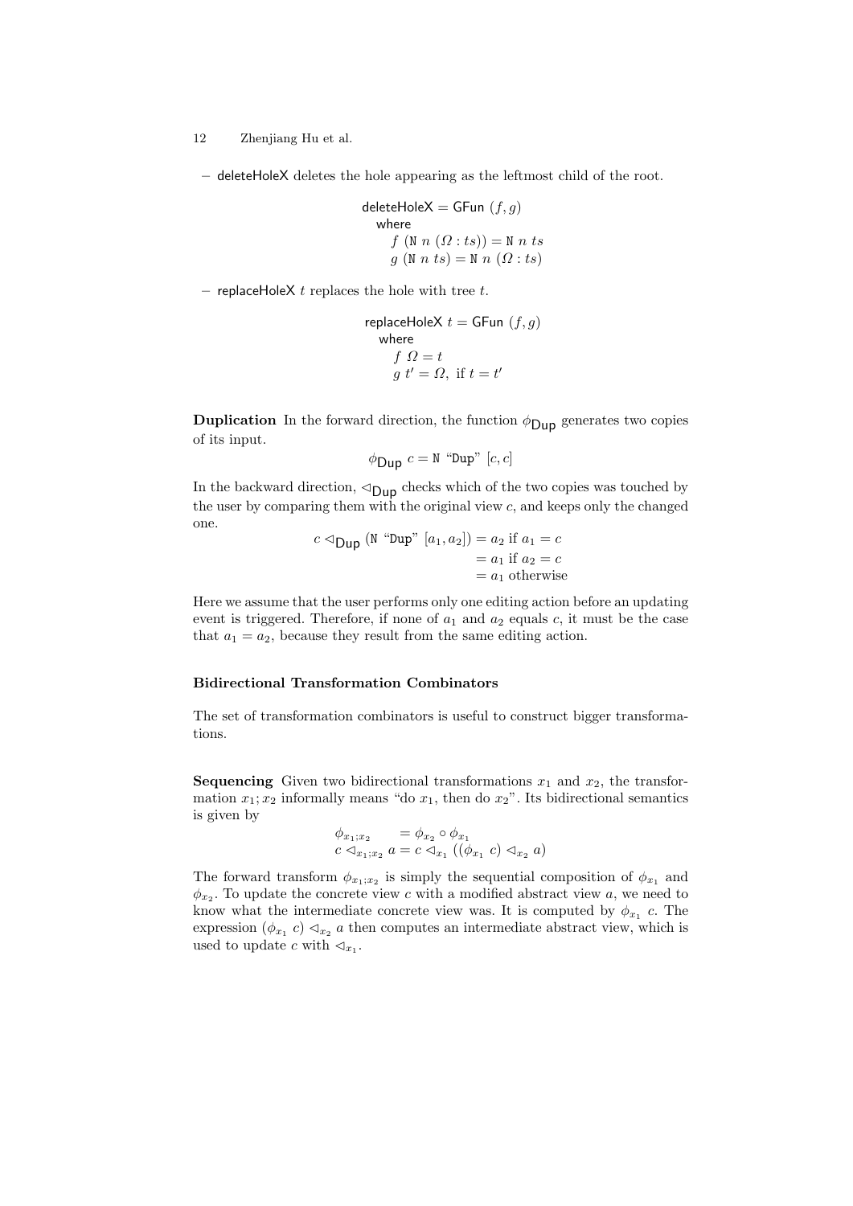– deleteHoleX deletes the hole appearing as the leftmost child of the root.

$$
\begin{array}{l}
\mathsf{deleteHoleX} = \mathsf{GFun}\ (f, g) \\
\quad \mathsf{where} \\
\qquad f\ (\mathtt{N}\ n\ (\Omega : ts)) = \mathtt{N}\ n\ ts \\
\qquad g\ (\mathtt{N}\ n\ ts) = \mathtt{N}\ n\ (\Omega : ts)
\end{array}
$$

– replaceHoleX $t$ replaces the hole with tree $t$.

$$
\begin{array}{l}
\mathsf{replaceHoleX}\ t = \mathsf{GFun}\ (f, g) \\
\quad \mathsf{where} \\
\qquad f\ \Omega = t \\
\qquad g\ t' = \Omega,\ \text{if } t = t'
\end{array}
$$

**Duplication** In the forward direction, the function $\phi_{\mathsf{Dup}}$ generates two copies of its input.

$$\phi_{\mathsf{Dup}}\ c = \mathtt{N}\ \text{“}\mathtt{Dup}\text{”}\ [c, c]$$

In the backward direction, $\lhd_{\mathsf{Dup}}$ checks which of the two copies was touched by the user by comparing them with the original view $c$, and keeps only the changed one.

$$
\begin{array}{rl}
c \lhd_{\mathsf{Dup}} (\mathtt{N}\ \text{“}\mathtt{Dup}\text{”}\ [a_1, a_2]) & = a_2 \text{ if } a_1 = c \\
& = a_1 \text{ if } a_2 = c \\
& = a_1 \text{ otherwise}
\end{array}
$$

Here we assume that the user performs only one editing action before an updating event is triggered. Therefore, if none of $a_1$ and $a_2$ equals $c$, it must be the case that $a_1 = a_2$, because they result from the same editing action.

### Bidirectional Transformation Combinators

The set of transformation combinators is useful to construct bigger transformations.

**Sequencing** Given two bidirectional transformations $x_1$ and $x_2$, the transformation $x_1; x_2$ informally means “do $x_1$, then do $x_2$”. Its bidirectional semantics is given by

$$
\begin{array}{ll}
\phi_{x_1;x_2} & = \phi_{x_2} \circ \phi_{x_1} \\
c \lhd_{x_1;x_2} a & = c \lhd_{x_1} ((\phi_{x_1}\ c) \lhd_{x_2} a)
\end{array}
$$

The forward transform $\phi_{x_1;x_2}$ is simply the sequential composition of $\phi_{x_1}$ and $\phi_{x_2}$. To update the concrete view $c$ with a modified abstract view $a$, we need to know what the intermediate concrete view was. It is computed by $\phi_{x_1}\ c$. The expression $(\phi_{x_1}\ c) \lhd_{x_2} a$ then computes an intermediate abstract view, which is used to update $c$ with $\lhd_{x_1}$.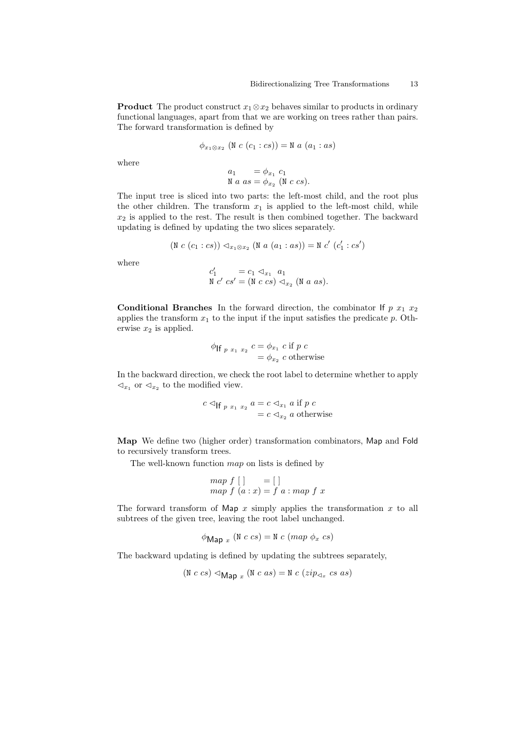**Product** The product construct $x_1 \otimes x_2$ behaves similar to products in ordinary functional languages, apart from that we are working on trees rather than pairs. The forward transformation is defined by

$$\phi_{x_1 \otimes x_2}\ (\mathtt{N}\ c\ (c_1 : cs)) = \mathtt{N}\ a\ (a_1 : as)$$

where

$$\begin{array}{ll} a_1 & = \phi_{x_1}\ c_1 \\ \mathtt{N}\ a\ as & = \phi_{x_2}\ (\mathtt{N}\ c\ cs). \end{array}$$

The input tree is sliced into two parts: the left-most child, and the root plus the other children. The transform $x_1$ is applied to the left-most child, while $x_2$ is applied to the rest. The result is then combined together. The backward updating is defined by updating the two slices separately.

$$(\mathtt{N}\ c\ (c_1 : cs)) \lhd_{x_1 \otimes x_2} (\mathtt{N}\ a\ (a_1 : as)) = \mathtt{N}\ c'\ (c'_1 : cs')$$

where

$$\begin{array}{ll} c'_1 & = c_1 \lhd_{x_1}\ a_1 \\ \mathtt{N}\ c'\ cs' & = (\mathtt{N}\ c\ cs) \lhd_{x_2} (\mathtt{N}\ a\ as). \end{array}$$

**Conditional Branches** In the forward direction, the combinator $\mathsf{If}\ p\ x_1\ x_2$ applies the transform $x_1$ to the input if the input satisfies the predicate $p$. Otherwise $x_2$ is applied.

$$\begin{array}{ll} \phi_{\mathsf{If}\ p\ x_1\ x_2}\ c & = \phi_{x_1}\ c \text{ if } p\ c \\ & = \phi_{x_2}\ c \text{ otherwise} \end{array}$$

In the backward direction, we check the root label to determine whether to apply $\lhd_{x_1}$ or $\lhd_{x_2}$ to the modified view.

$$\begin{array}{ll} c \lhd_{\mathsf{If}\ p\ x_1\ x_2}\ a & = c \lhd_{x_1}\ a \text{ if } p\ c \\ & = c \lhd_{x_2}\ a \text{ otherwise} \end{array}$$

**Map** We define two (higher order) transformation combinators, $\mathsf{Map}$ and $\mathsf{Fold}$ to recursively transform trees.

The well-known function *map* on lists is defined by

$$\begin{array}{ll} map\ f\ [\,] & = [\,] \\ map\ f\ (a : x) & = f\ a : map\ f\ x \end{array}$$

The forward transform of $\mathsf{Map}\ x$ simply applies the transformation $x$ to all subtrees of the given tree, leaving the root label unchanged.

$$\phi_{\mathsf{Map}\ x}\ (\mathtt{N}\ c\ cs) = \mathtt{N}\ c\ (map\ \phi_x\ cs)$$

The backward updating is defined by updating the subtrees separately,

$$(\mathtt{N}\ c\ cs) \lhd_{\mathsf{Map}\ x} (\mathtt{N}\ c\ as) = \mathtt{N}\ c\ (zip_{\lhd_x}\ cs\ as)$$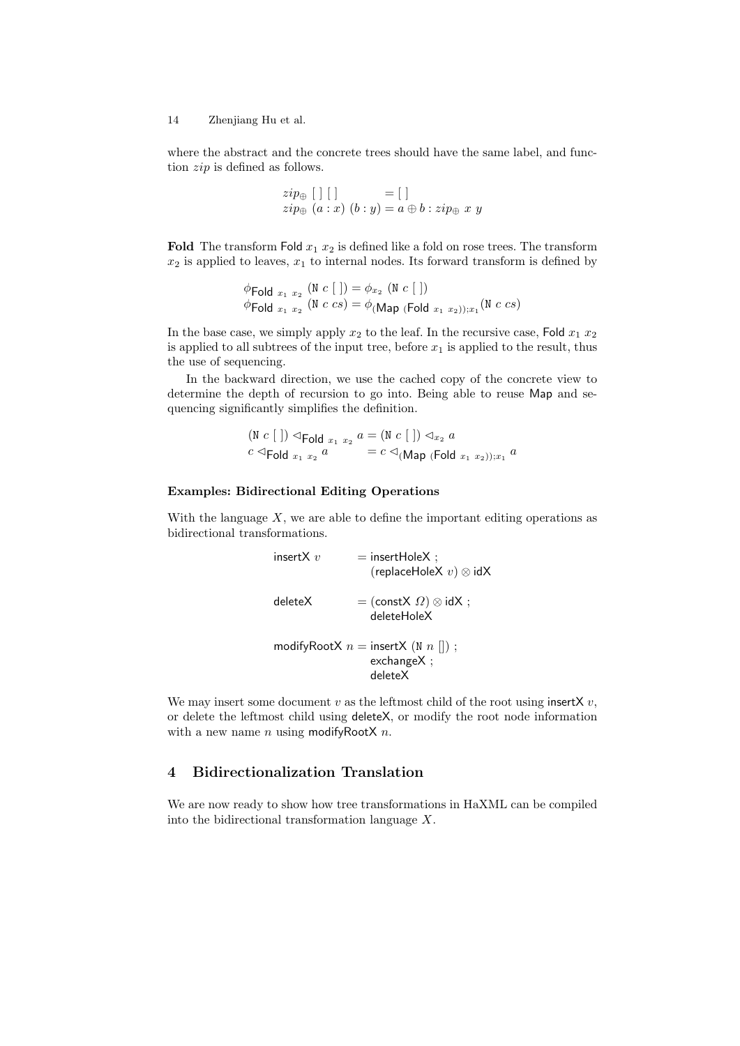where the abstract and the concrete trees should have the same label, and function $zip$ is defined as follows.

$$
\begin{aligned}
&zip_{\oplus}\ [\,]\ [\,] &&= [\,] \\
&zip_{\oplus}\ (a:x)\ (b:y) &&= a \oplus b : zip_{\oplus}\ x\ y
\end{aligned}
$$

**Fold** The transform $\mathsf{Fold}\ x_1\ x_2$ is defined like a fold on rose trees. The transform $x_2$ is applied to leaves, $x_1$ to internal nodes. Its forward transform is defined by

$$
\begin{aligned}
&\phi_{\mathsf{Fold}\ x_1\ x_2}\ (\mathtt{N}\ c\ [\,]) = \phi_{x_2}\ (\mathtt{N}\ c\ [\,]) \\
&\phi_{\mathsf{Fold}\ x_1\ x_2}\ (\mathtt{N}\ c\ cs) = \phi_{(\mathsf{Map}\ (\mathsf{Fold}\ x_1\ x_2));x_1}(\mathtt{N}\ c\ cs)
\end{aligned}
$$

In the base case, we simply apply $x_2$ to the leaf. In the recursive case, $\mathsf{Fold}\ x_1\ x_2$ is applied to all subtrees of the input tree, before $x_1$ is applied to the result, thus the use of sequencing.

In the backward direction, we use the cached copy of the concrete view to determine the depth of recursion to go into. Being able to reuse $\mathsf{Map}$ and sequencing significantly simplifies the definition.

$$
\begin{aligned}
&(\mathtt{N}\ c\ [\,]) \lhd_{\mathsf{Fold}\ x_1\ x_2}\ a = (\mathtt{N}\ c\ [\,]) \lhd_{x_2}\ a \\
&c \lhd_{\mathsf{Fold}\ x_1\ x_2}\ a \qquad\;\; = c \lhd_{(\mathsf{Map}\ (\mathsf{Fold}\ x_1\ x_2));x_1}\ a
\end{aligned}
$$

#### Examples: Bidirectional Editing Operations

With the language $X$, we are able to define the important editing operations as bidirectional transformations.

$$
\begin{aligned}
\mathsf{insertX}\ v \qquad &= \mathsf{insertHoleX}\ ; \\
&\quad\ (\mathsf{replaceHoleX}\ v) \otimes \mathsf{idX} \\[1em]
\mathsf{deleteX} \qquad &= (\mathsf{constX}\ \Omega) \otimes \mathsf{idX}\ ; \\
&\quad\ \mathsf{deleteHoleX} \\[1em]
\mathsf{modifyRootX}\ n &= \mathsf{insertX}\ (\mathtt{N}\ n\ [])\ ; \\
&\quad\ \mathsf{exchangeX}\ ; \\
&\quad\ \mathsf{deleteX}
\end{aligned}
$$

We may insert some document $v$ as the leftmost child of the root using $\mathsf{insertX}\ v$, or delete the leftmost child using $\mathsf{deleteX}$, or modify the root node information with a new name $n$ using $\mathsf{modifyRootX}\ n$.

## 4 Bidirectionalization Translation

We are now ready to show how tree transformations in HaXML can be compiled into the bidirectional transformation language $X$.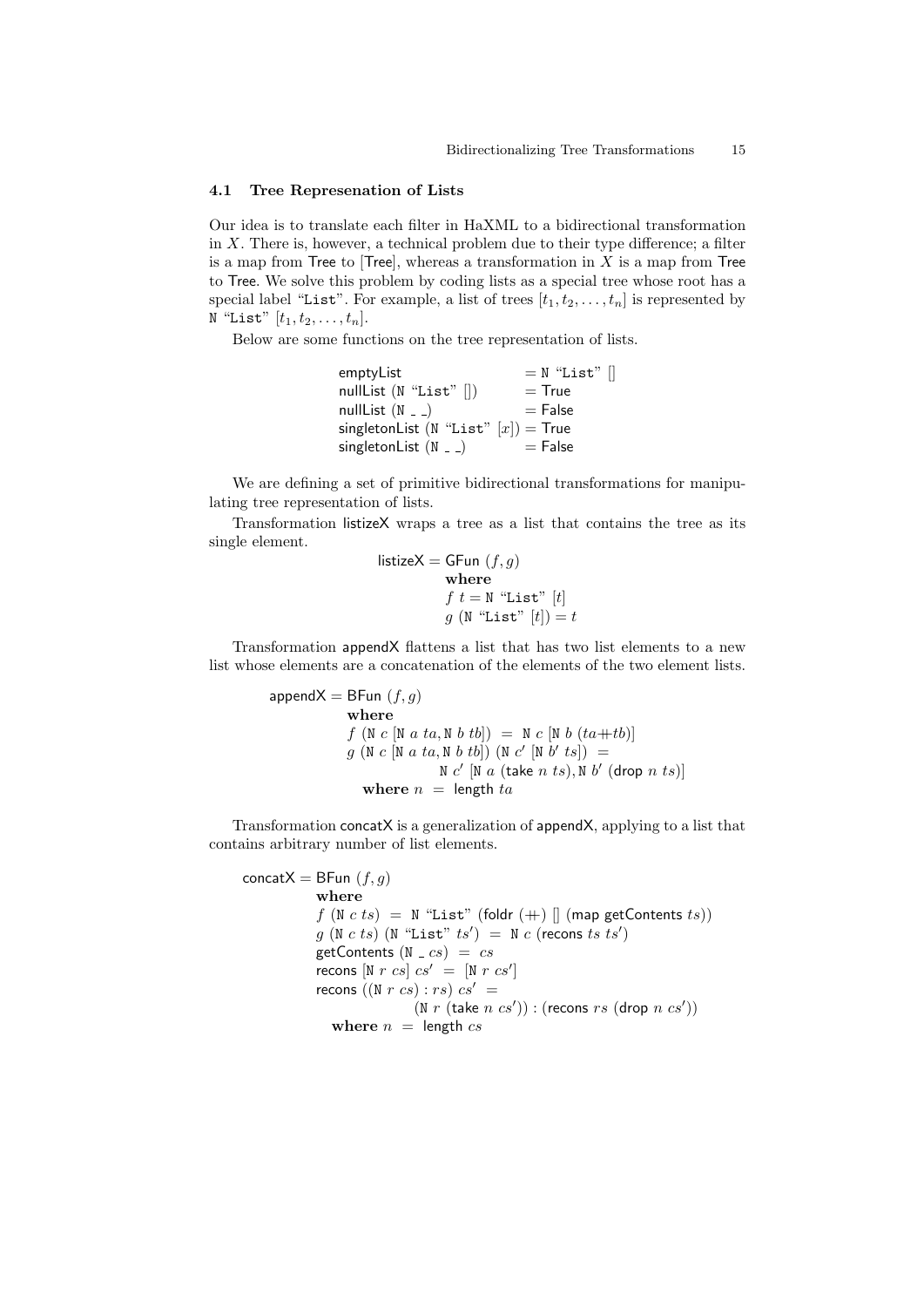### 4.1 Tree Represenation of Lists

Our idea is to translate each filter in HaXML to a bidirectional transformation in $X$. There is, however, a technical problem due to their type difference; a filter is a map from Tree to [Tree], whereas a transformation in $X$ is a map from Tree to Tree. We solve this problem by coding lists as a special tree whose root has a special label "List". For example, a list of trees $[t_1, t_2, \ldots, t_n]$ is represented by N "List" $[t_1, t_2, \ldots, t_n]$.

Below are some functions on the tree representation of lists.

```
emptyList                   = N "List" []
nullList (N "List" [])      = True
nullList (N _ _)            = False
singletonList (N "List" [x]) = True
singletonList (N _ _)       = False
```

We are defining a set of primitive bidirectional transformations for manipulating tree representation of lists.

Transformation listizeX wraps a tree as a list that contains the tree as its single element.

```
listizeX = GFun (f, g)
           where
           f t = N "List" [t]
           g (N "List" [t]) = t
```

Transformation appendX flattens a list that has two list elements to a new list whose elements are a concatenation of the elements of the two element lists.

```
appendX = BFun (f, g)
          where
          f (N c [N a ta, N b tb])  =  N c [N b (ta++tb)]
          g (N c [N a ta, N b tb]) (N c' [N b' ts])  =
                     N c' [N a (take n ts), N b' (drop n ts)]
            where n  =  length ta
```

Transformation concatX is a generalization of appendX, applying to a list that contains arbitrary number of list elements.

```
concatX = BFun (f, g)
          where
          f (N c ts)  =  N "List" (foldr (++) [] (map getContents ts))
          g (N c ts) (N "List" ts')  =  N c (recons ts ts')
          getContents (N _ cs)  =  cs
          recons [N r cs] cs'  =  [N r cs']
          recons ((N r cs) : rs) cs'  =
                       (N r (take n cs')) : (recons rs (drop n cs'))
            where n  =  length cs
```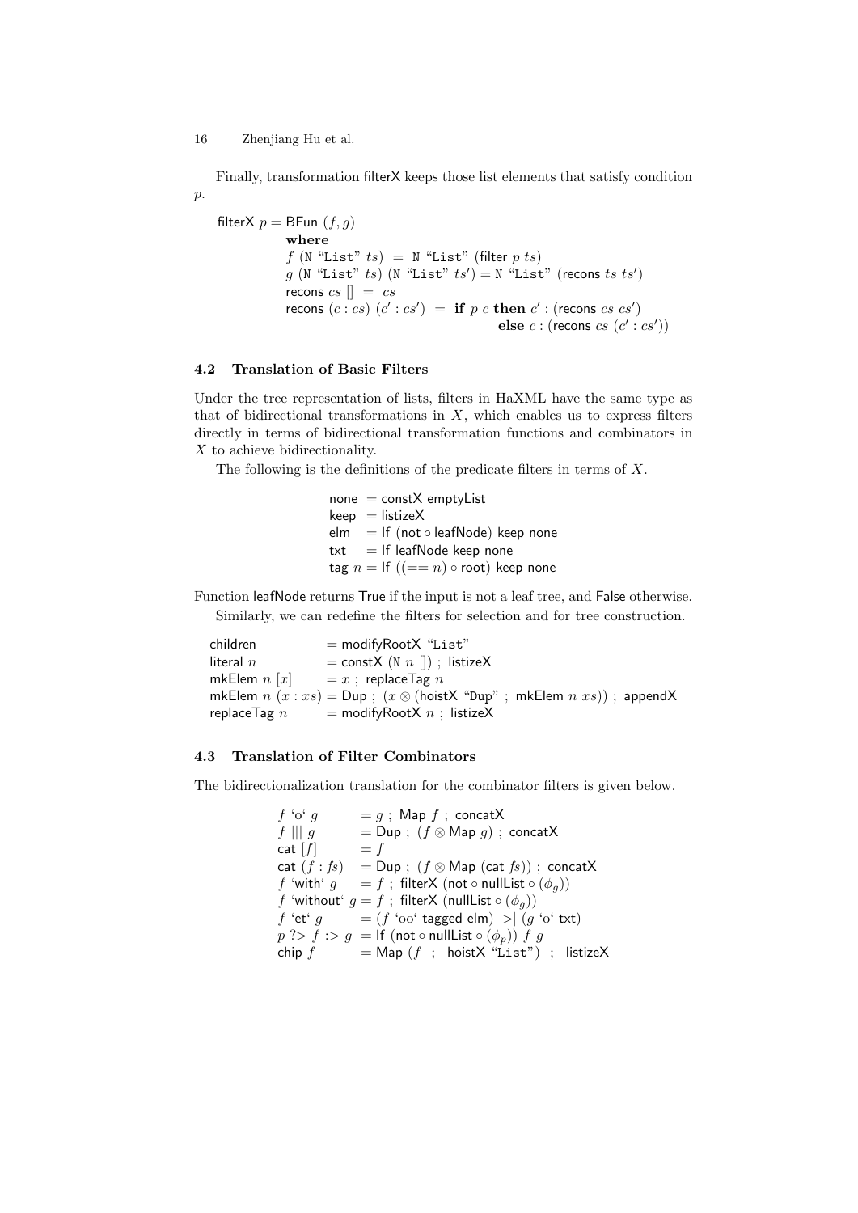Finally, transformation filterX keeps those list elements that satisfy condition $p$.

```
filterX p = BFun (f, g)
          where
          f (N "List" ts)  =  N "List" (filter p ts)
          g (N "List" ts) (N "List" ts') = N "List" (recons ts ts')
          recons cs []  =  cs
          recons (c : cs) (c' : cs')  =  if p c then c' : (recons cs cs')
                                                 else c : (recons cs (c' : cs'))
```

### 4.2 Translation of Basic Filters

Under the tree representation of lists, filters in HaXML have the same type as that of bidirectional transformations in $X$, which enables us to express filters directly in terms of bidirectional transformation functions and combinators in $X$ to achieve bidirectionality.

The following is the definitions of the predicate filters in terms of $X$.

```
none  = constX emptyList
keep  = listizeX
elm   = If (not ∘ leafNode) keep none
txt   = If leafNode keep none
tag n = If ((== n) ∘ root) keep none
```

Function leafNode returns True if the input is not a leaf tree, and False otherwise.

Similarly, we can redefine the filters for selection and for tree construction.

```
children          = modifyRootX "List"
literal n         = constX (N n []) ; listizeX
mkElem n [x]      = x ; replaceTag n
mkElem n (x : xs) = Dup ; (x ⊗ (hoistX "Dup" ; mkElem n xs)) ; appendX
replaceTag n      = modifyRootX n ; listizeX
```

### 4.3 Translation of Filter Combinators

The bidirectionalization translation for the combinator filters is given below.

```
f `o` g         = g ; Map f ; concatX
f ||| g         = Dup ; (f ⊗ Map g) ; concatX
cat [f]         = f
cat (f : fs)    = Dup ; (f ⊗ Map (cat fs)) ; concatX
f `with` g      = f ; filterX (not ∘ nullList ∘ (φ_g))
f `without` g   = f ; filterX (nullList ∘ (φ_g))
f `et` g        = (f `oo` tagged elm) |>| (g `o` txt)
p ?> f :> g     = If (not ∘ nullList ∘ (φ_p)) f g
chip f          = Map (f ; hoistX "List") ; listizeX
```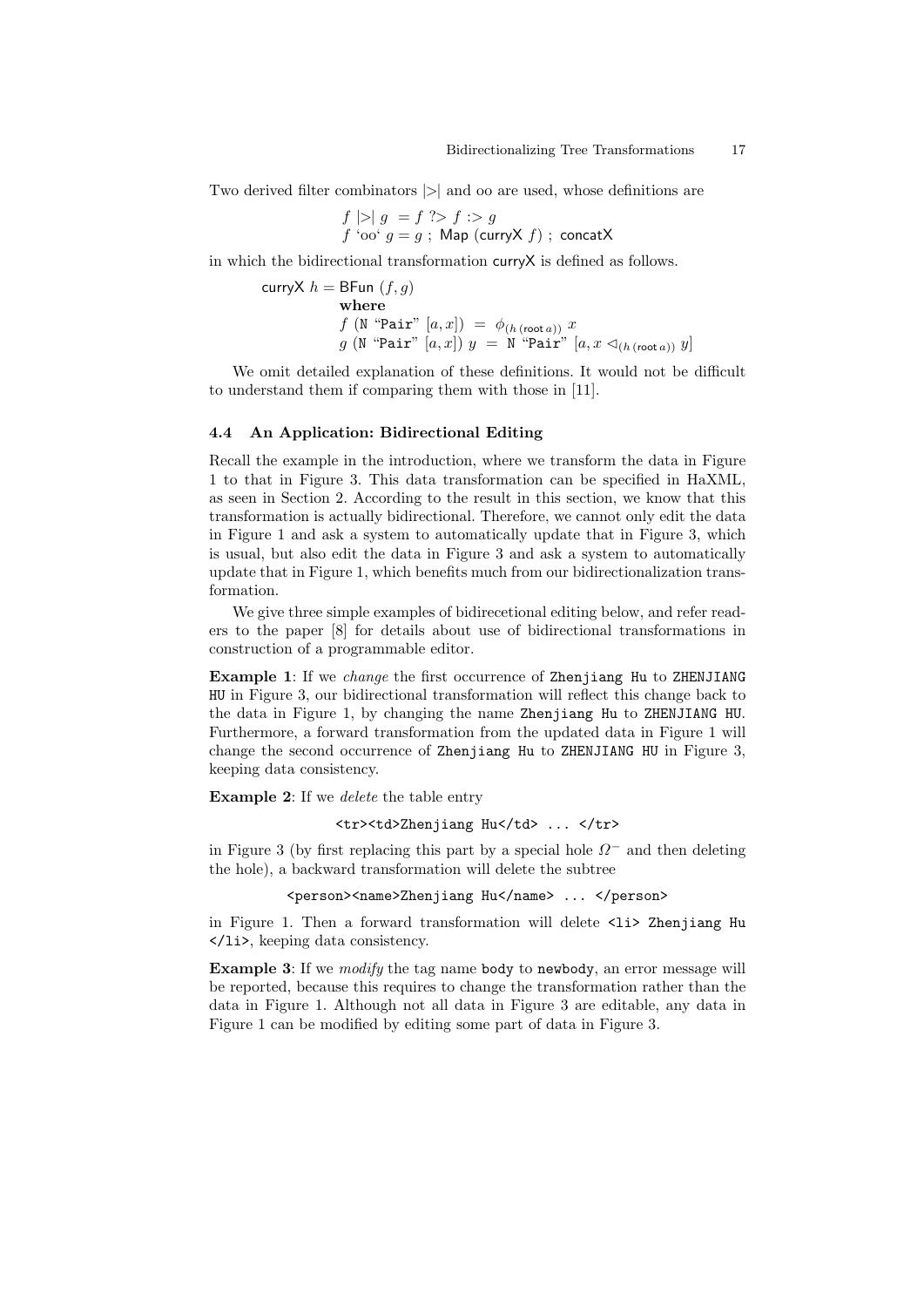Two derived filter combinators |>| and oo are used, whose definitions are

$$f \;|\!>\!|\; g \;= f \;?\!>\; f \;:\!>\; g$$
$$f \text{ `oo` } g = g \;;\; \mathsf{Map}\;(\mathsf{curryX}\; f)\;;\; \mathsf{concatX}$$

in which the bidirectional transformation curryX is defined as follows.

$$
\begin{array}{l}
\mathsf{curryX}\; h = \mathsf{BFun}\;(f, g) \\
\quad\quad\quad\quad \textbf{where} \\
\quad\quad\quad\quad f\;(\mathtt{N}\;\text{“}\mathtt{Pair}\text{”}\;[a, x]) \;=\; \phi_{(h\,(\mathsf{root}\,a))}\; x \\
\quad\quad\quad\quad g\;(\mathtt{N}\;\text{“}\mathtt{Pair}\text{”}\;[a, x])\; y \;=\; \mathtt{N}\;\text{“}\mathtt{Pair}\text{”}\;[a, x \lhd_{(h\,(\mathsf{root}\,a))}\; y]
\end{array}
$$

We omit detailed explanation of these definitions. It would not be difficult to understand them if comparing them with those in [11].

### 4.4 An Application: Bidirectional Editing

Recall the example in the introduction, where we transform the data in Figure 1 to that in Figure 3. This data transformation can be specified in HaXML, as seen in Section 2. According to the result in this section, we know that this transformation is actually bidirectional. Therefore, we cannot only edit the data in Figure 1 and ask a system to automatically update that in Figure 3, which is usual, but also edit the data in Figure 3 and ask a system to automatically update that in Figure 1, which benefits much from our bidirectionalization transformation.

We give three simple examples of bidirecetional editing below, and refer readers to the paper [8] for details about use of bidirectional transformations in construction of a programmable editor.

**Example 1**: If we *change* the first occurrence of `Zhenjiang Hu` to `ZHENJIANG HU` in Figure 3, our bidirectional transformation will reflect this change back to the data in Figure 1, by changing the name `Zhenjiang Hu` to `ZHENJIANG HU`. Furthermore, a forward transformation from the updated data in Figure 1 will change the second occurrence of `Zhenjiang Hu` to `ZHENJIANG HU` in Figure 3, keeping data consistency.

**Example 2**: If we *delete* the table entry

```
<tr><td>Zhenjiang Hu</td> ... </tr>
```

in Figure 3 (by first replacing this part by a special hole $\Omega^-$ and then deleting the hole), a backward transformation will delete the subtree

```
<person><name>Zhenjiang Hu</name> ... </person>
```

in Figure 1. Then a forward transformation will delete `<li> Zhenjiang Hu </li>`, keeping data consistency.

**Example 3**: If we *modify* the tag name `body` to `newbody`, an error message will be reported, because this requires to change the transformation rather than the data in Figure 1. Although not all data in Figure 3 are editable, any data in Figure 1 can be modified by editing some part of data in Figure 3.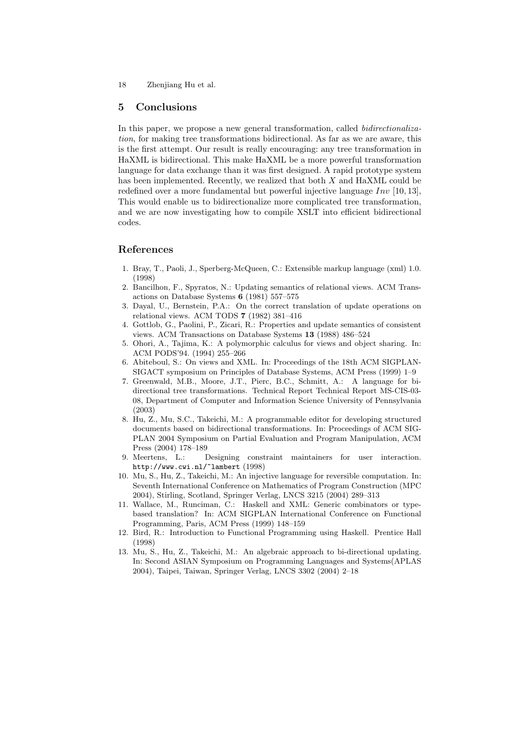## 5 Conclusions

In this paper, we propose a new general transformation, called *bidirectionalization*, for making tree transformations bidirectional. As far as we are aware, this is the first attempt. Our result is really encouraging: any tree transformation in HaXML is bidirectional. This make HaXML be a more powerful transformation language for data exchange than it was first designed. A rapid prototype system has been implemented. Recently, we realized that both $X$ and HaXML could be redefined over a more fundamental but powerful injective language $Inv$ [10, 13], This would enable us to bidirectionalize more complicated tree transformation, and we are now investigating how to compile XSLT into efficient bidirectional codes.

## References

1. Bray, T., Paoli, J., Sperberg-McQueen, C.: Extensible markup language (xml) 1.0. (1998)
2. Bancilhon, F., Spyratos, N.: Updating semantics of relational views. ACM Transactions on Database Systems **6** (1981) 557–575
3. Dayal, U., Bernstein, P.A.: On the correct translation of update operations on relational views. ACM TODS **7** (1982) 381–416
4. Gottlob, G., Paolini, P., Zicari, R.: Properties and update semantics of consistent views. ACM Transactions on Database Systems **13** (1988) 486–524
5. Ohori, A., Tajima, K.: A polymorphic calculus for views and object sharing. In: ACM PODS'94. (1994) 255–266
6. Abiteboul, S.: On views and XML. In: Proceedings of the 18th ACM SIGPLAN-SIGACT symposium on Principles of Database Systems, ACM Press (1999) 1–9
7. Greenwald, M.B., Moore, J.T., Pierc, B.C., Schmitt, A.: A language for bidirectional tree transformations. Technical Report Technical Report MS-CIS-03-08, Department of Computer and Information Science University of Pennsylvania (2003)
8. Hu, Z., Mu, S.C., Takeichi, M.: A programmable editor for developing structured documents based on bidirectional transformations. In: Proceedings of ACM SIGPLAN 2004 Symposium on Partial Evaluation and Program Manipulation, ACM Press (2004) 178–189
9. Meertens, L.: Designing constraint maintainers for user interaction. `http://www.cwi.nl/~lambert` (1998)
10. Mu, S., Hu, Z., Takeichi, M.: An injective language for reversible computation. In: Seventh International Conference on Mathematics of Program Construction (MPC 2004), Stirling, Scotland, Springer Verlag, LNCS 3215 (2004) 289–313
11. Wallace, M., Runciman, C.: Haskell and XML: Generic combinators or type-based translation? In: ACM SIGPLAN International Conference on Functional Programming, Paris, ACM Press (1999) 148–159
12. Bird, R.: Introduction to Functional Programming using Haskell. Prentice Hall (1998)
13. Mu, S., Hu, Z., Takeichi, M.: An algebraic approach to bi-directional updating. In: Second ASIAN Symposium on Programming Languages and Systems(APLAS 2004), Taipei, Taiwan, Springer Verlag, LNCS 3302 (2004) 2–18